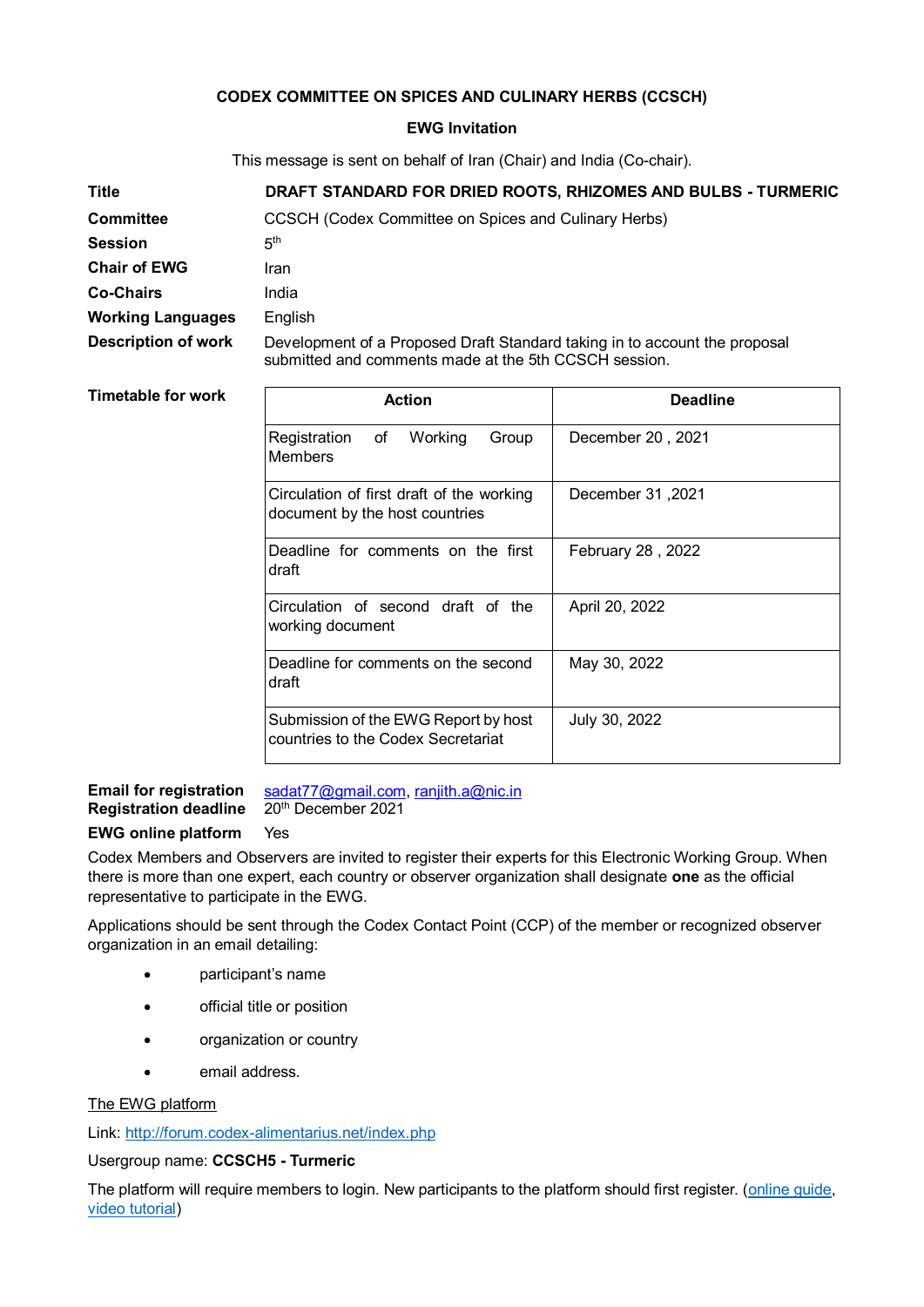**CODEX COMMITTEE ON SPICES AND CULINARY HERBS (CCSCH)**

**EWG Invitation**

This message is sent on behalf of Iran (Chair) and India (Co-chair).

| | |
|---|---|
| **Title** | **DRAFT STANDARD FOR DRIED ROOTS, RHIZOMES AND BULBS - TURMERIC** |
| **Committee** | CCSCH (Codex Committee on Spices and Culinary Herbs) |
| **Session** | 5th |
| **Chair of EWG** | Iran |
| **Co-Chairs** | India |
| **Working Languages** | English |
| **Description of work** | Development of a Proposed Draft Standard taking in to account the proposal submitted and comments made at the 5th CCSCH session. |

**Timetable for work**

| Action | Deadline |
|---|---|
| Registration of Working Group Members | December 20 , 2021 |
| Circulation of first draft of the working document by the host countries | December 31 ,2021 |
| Deadline for comments on the first draft | February 28 , 2022 |
| Circulation of second draft of the working document | April 20, 2022 |
| Deadline for comments on the second draft | May 30, 2022 |
| Submission of the EWG Report by host countries to the Codex Secretariat | July 30, 2022 |

**Email for registration** sadat77@gmail.com, ranjith.a@nic.in
**Registration deadline** 20th December 2021

**EWG online platform** Yes

Codex Members and Observers are invited to register their experts for this Electronic Working Group. When there is more than one expert, each country or observer organization shall designate **one** as the official representative to participate in the EWG.

Applications should be sent through the Codex Contact Point (CCP) of the member or recognized observer organization in an email detailing:

- participant's name
- official title or position
- organization or country
- email address.

The EWG platform

Link: http://forum.codex-alimentarius.net/index.php

Usergroup name: **CCSCH5 - Turmeric**

The platform will require members to login. New participants to the platform should first register. (online guide, video tutorial)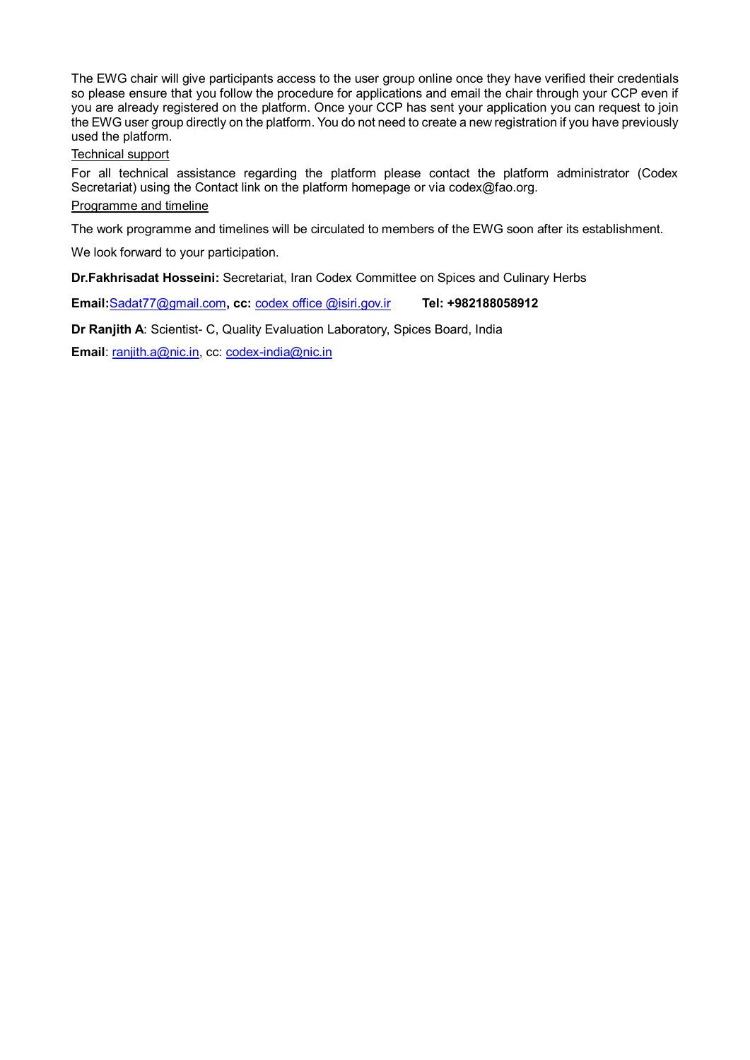The EWG chair will give participants access to the user group online once they have verified their credentials so please ensure that you follow the procedure for applications and email the chair through your CCP even if you are already registered on the platform. Once your CCP has sent your application you can request to join the EWG user group directly on the platform. You do not need to create a new registration if you have previously used the platform.

Technical support

For all technical assistance regarding the platform please contact the platform administrator (Codex Secretariat) using the Contact link on the platform homepage or via codex@fao.org.

Programme and timeline

The work programme and timelines will be circulated to members of the EWG soon after its establishment.

We look forward to your participation.

**Dr.Fakhrisadat Hosseini:** Secretariat, Iran Codex Committee on Spices and Culinary Herbs

**Email:**Sadat77@gmail.com**, cc:** codex office @isiri.gov.ir **Tel: +982188058912**

**Dr Ranjith A**: Scientist- C, Quality Evaluation Laboratory, Spices Board, India

**Email**: ranjith.a@nic.in, cc: codex-india@nic.in